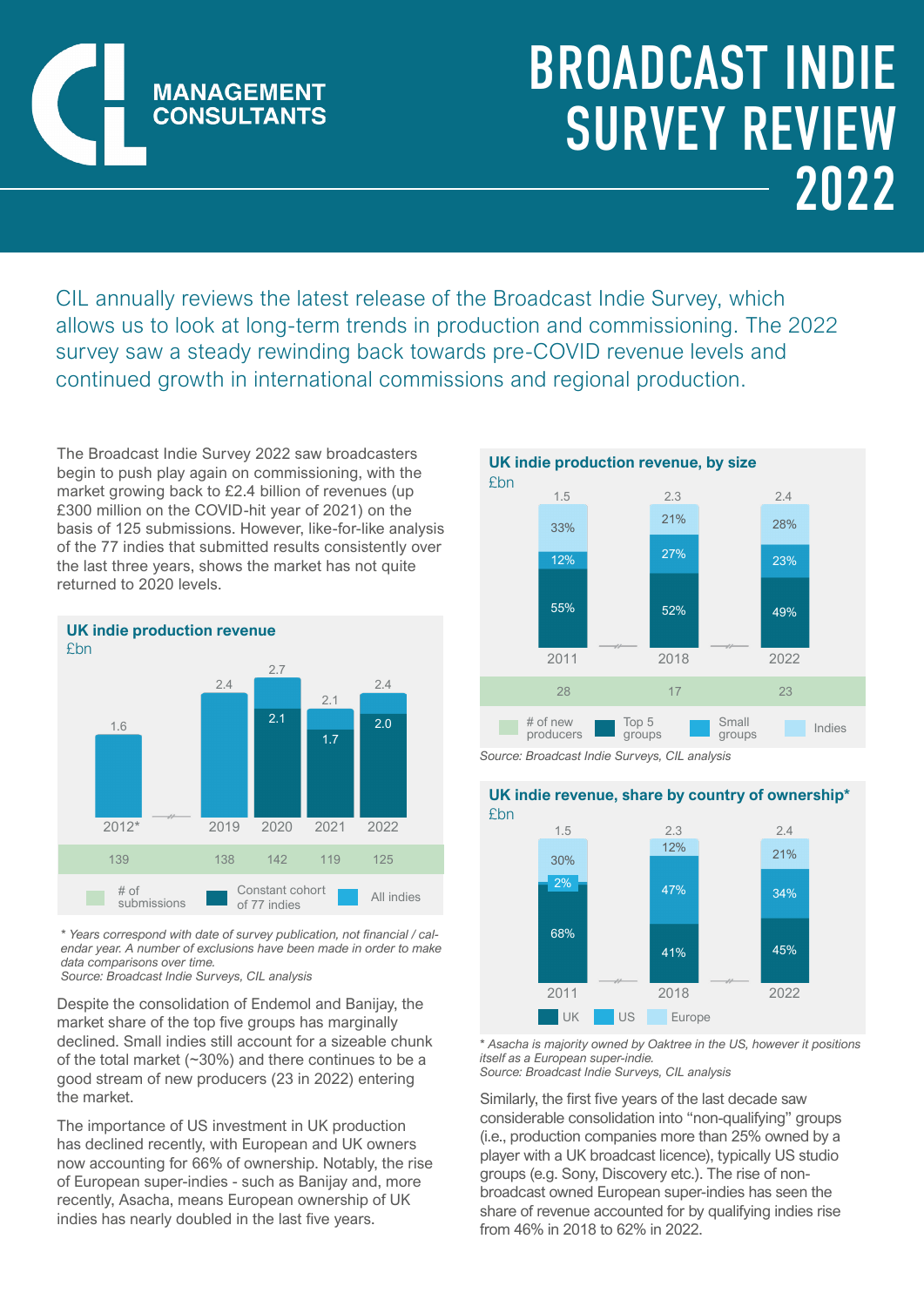**CIL MANAGEMENT CONSULTANTS**

# BROADCAST INDIE SURVEY REVIEW 2022

CIL annually reviews the latest release of the Broadcast Indie Survey, which allows us to look at long-term trends in production and commissioning. The 2022 survey saw a steady rewinding back towards pre-COVID revenue levels and continued growth in international commissions and regional production.

The Broadcast Indie Survey 2022 saw broadcasters begin to push play again on commissioning, with the market growing back to £2.4 billion of revenues (up £300 million on the COVID-hit year of 2021) on the basis of 125 submissions. However, like-for-like analysis of the 77 indies that submitted results consistently over the last three years, shows the market has not quite returned to 2020 levels.

**UK indie production revenue**
£bn

| | 2012* | 2019 | 2020 | 2021 | 2022 |
|---|---|---|---|---|---|
| All indies | 1.6 | 2.4 | 2.7 | 2.1 | 2.4 |
| Constant cohort of 77 indies | | | 2.1 | 1.7 | 2.0 |
| # of submissions | 139 | 138 | 142 | 119 | 125 |

*\* Years correspond with date of survey publication, not financial / calendar year. A number of exclusions have been made in order to make data comparisons over time.*
*Source: Broadcast Indie Surveys, CIL analysis*

Despite the consolidation of Endemol and Banijay, the market share of the top five groups has marginally declined. Small indies still account for a sizeable chunk of the total market (~30%) and there continues to be a good stream of new producers (23 in 2022) entering the market.

The importance of US investment in UK production has declined recently, with European and UK owners now accounting for 66% of ownership. Notably, the rise of European super-indies - such as Banijay and, more recently, Asacha, means European ownership of UK indies has nearly doubled in the last five years.

**UK indie production revenue, by size**
£bn

| | 2011 | 2018 | 2022 |
|---|---|---|---|
| Total (£bn) | 1.5 | 2.3 | 2.4 |
| Indies | 33% | 21% | 28% |
| Small groups | 12% | 27% | 23% |
| Top 5 groups | 55% | 52% | 49% |
| # of new producers | 28 | 17 | 23 |

*Source: Broadcast Indie Surveys, CIL analysis*

**UK indie revenue, share by country of ownership\***
£bn

| | 2011 | 2018 | 2022 |
|---|---|---|---|
| Total (£bn) | 1.5 | 2.3 | 2.4 |
| Europe | 30% | 12% | 21% |
| US | 2% | 47% | 34% |
| UK | 68% | 41% | 45% |

*\* Asacha is majority owned by Oaktree in the US, however it positions itself as a European super-indie.*
*Source: Broadcast Indie Surveys, CIL analysis*

Similarly, the first five years of the last decade saw considerable consolidation into "non-qualifying" groups (i.e., production companies more than 25% owned by a player with a UK broadcast licence), typically US studio groups (e.g. Sony, Discovery etc.). The rise of non-broadcast owned European super-indies has seen the share of revenue accounted for by qualifying indies rise from 46% in 2018 to 62% in 2022.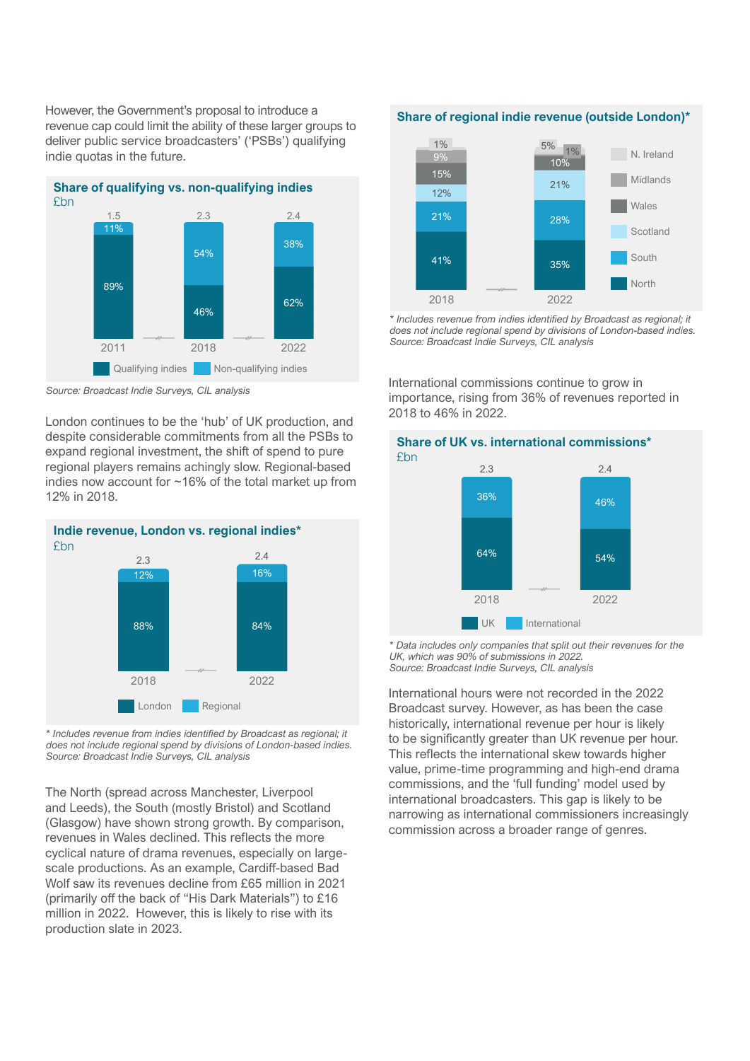However, the Government's proposal to introduce a revenue cap could limit the ability of these larger groups to deliver public service broadcasters' ('PSBs') qualifying indie quotas in the future.

### Share of qualifying vs. non-qualifying indies

£bn

| Year | Total (£bn) | Qualifying indies | Non-qualifying indies |
|---|---|---|---|
| 2011 | 1.5 | 89% | 11% |
| 2018 | 2.3 | 46% | 54% |
| 2022 | 2.4 | 62% | 38% |

*Source: Broadcast Indie Surveys, CIL analysis*

London continues to be the 'hub' of UK production, and despite considerable commitments from all the PSBs to expand regional investment, the shift of spend to pure regional players remains achingly slow. Regional-based indies now account for ~16% of the total market up from 12% in 2018.

### Indie revenue, London vs. regional indies*

£bn

| Year | Total (£bn) | London | Regional |
|---|---|---|---|
| 2018 | 2.3 | 88% | 12% |
| 2022 | 2.4 | 84% | 16% |

*\* Includes revenue from indies identified by Broadcast as regional; it does not include regional spend by divisions of London-based indies.*
*Source: Broadcast Indie Surveys, CIL analysis*

The North (spread across Manchester, Liverpool and Leeds), the South (mostly Bristol) and Scotland (Glasgow) have shown strong growth. By comparison, revenues in Wales declined. This reflects the more cyclical nature of drama revenues, especially on large-scale productions. As an example, Cardiff-based Bad Wolf saw its revenues decline from £65 million in 2021 (primarily off the back of "His Dark Materials") to £16 million in 2022. However, this is likely to rise with its production slate in 2023.

### Share of regional indie revenue (outside London)*

| Region | 2018 | 2022 |
|---|---|---|
| N. Ireland | 1% | 5% |
| Midlands | 9% | 1% |
| Wales | 15% | 10% |
| Scotland | 12% | 21% |
| South | 21% | 28% |
| North | 41% | 35% |

*\* Includes revenue from indies identified by Broadcast as regional; it does not include regional spend by divisions of London-based indies.*
*Source: Broadcast Indie Surveys, CIL analysis*

International commissions continue to grow in importance, rising from 36% of revenues reported in 2018 to 46% in 2022.

### Share of UK vs. international commissions*

£bn

| Year | Total (£bn) | UK | International |
|---|---|---|---|
| 2018 | 2.3 | 64% | 36% |
| 2022 | 2.4 | 54% | 46% |

*\* Data includes only companies that split out their revenues for the UK, which was 90% of submissions in 2022.*
*Source: Broadcast Indie Surveys, CIL analysis*

International hours were not recorded in the 2022 Broadcast survey. However, as has been the case historically, international revenue per hour is likely to be significantly greater than UK revenue per hour. This reflects the international skew towards higher value, prime-time programming and high-end drama commissions, and the 'full funding' model used by international broadcasters. This gap is likely to be narrowing as international commissioners increasingly commission across a broader range of genres.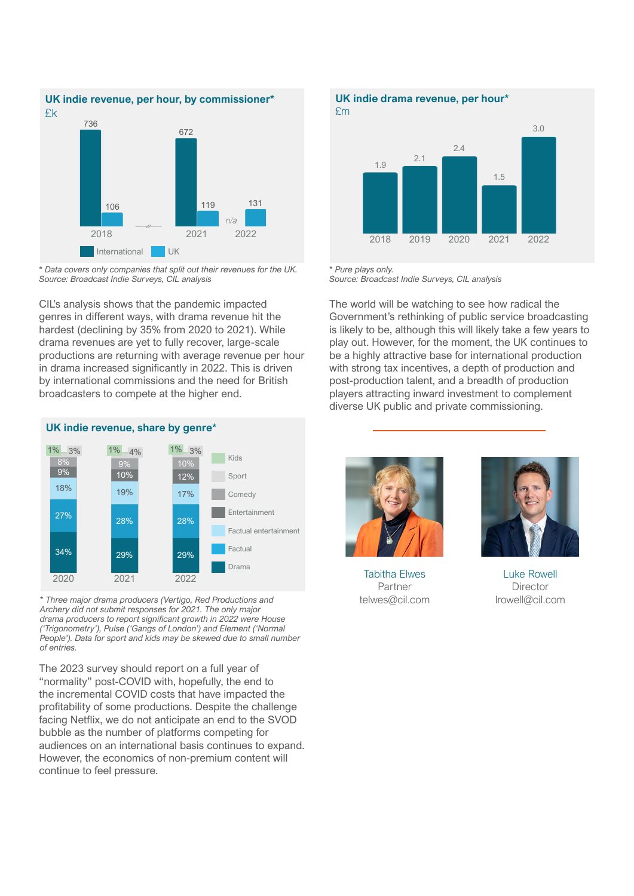### UK indie revenue, per hour, by commissioner*

£k

736
106
672
119
n/a
131
2018
2021
2022
International
UK

*Data covers only companies that split out their revenues for the UK.*
*Source: Broadcast Indie Surveys, CIL analysis*

CIL's analysis shows that the pandemic impacted genres in different ways, with drama revenue hit the hardest (declining by 35% from 2020 to 2021). While drama revenues are yet to fully recover, large-scale productions are returning with average revenue per hour in drama increased significantly in 2022. This is driven by international commissions and the need for British broadcasters to compete at the higher end.

### UK indie revenue, share by genre*

2020: 1%, 3%, 8%, 9%, 18%, 27%, 34%
2021: 1%, 4%, 9%, 10%, 19%, 28%, 29%
2022: 1%, 3%, 10%, 12%, 17%, 28%, 29%

Kids
Sport
Comedy
Entertainment
Factual entertainment
Factual
Drama

*\* Three major drama producers (Vertigo, Red Productions and Archery did not submit responses for 2021. The only major drama producers to report significant growth in 2022 were House ('Trigonometry'), Pulse ('Gangs of London') and Element ('Normal People'). Data for sport and kids may be skewed due to small number of entries.*

The 2023 survey should report on a full year of "normality" post-COVID with, hopefully, the end to the incremental COVID costs that have impacted the profitability of some productions. Despite the challenge facing Netflix, we do not anticipate an end to the SVOD bubble as the number of platforms competing for audiences on an international basis continues to expand. However, the economics of non-premium content will continue to feel pressure.

### UK indie drama revenue, per hour*

£m

1.9
2.1
2.4
1.5
3.0
2018
2019
2020
2021
2022

*\* Pure plays only.*
*Source: Broadcast Indie Surveys, CIL analysis*

The world will be watching to see how radical the Government's rethinking of public service broadcasting is likely to be, although this will likely take a few years to play out. However, for the moment, the UK continues to be a highly attractive base for international production with strong tax incentives, a depth of production and post-production talent, and a breadth of production players attracting inward investment to complement diverse UK public and private commissioning.

Tabitha Elwes
Partner
telwes@cil.com

Luke Rowell
Director
lrowell@cil.com